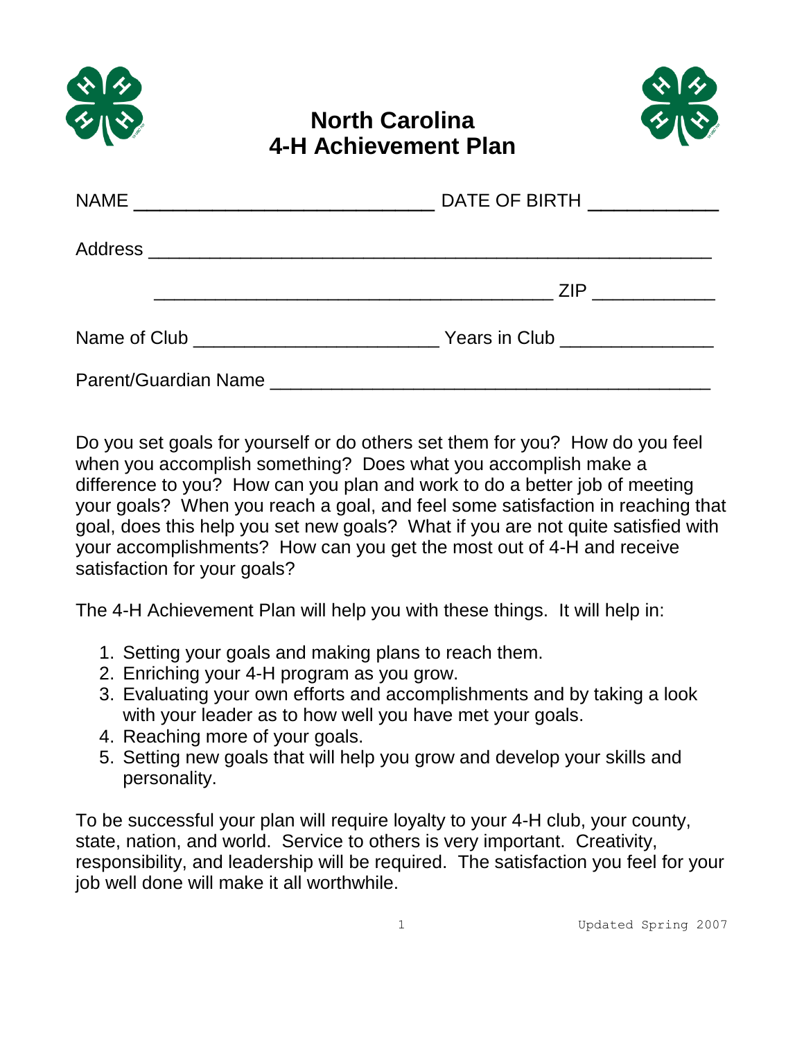# North Carolina
# 4-H Achievement Plan

NAME ___________________________ DATE OF BIRTH ____________

Address __________________________________________________

____________________________________ ZIP ___________

Name of Club ______________________ Years in Club ______________

Parent/Guardian Name _______________________________________

Do you set goals for yourself or do others set them for you? How do you feel when you accomplish something? Does what you accomplish make a difference to you? How can you plan and work to do a better job of meeting your goals? When you reach a goal, and feel some satisfaction in reaching that goal, does this help you set new goals? What if you are not quite satisfied with your accomplishments? How can you get the most out of 4-H and receive satisfaction for your goals?

The 4-H Achievement Plan will help you with these things. It will help in:

1. Setting your goals and making plans to reach them.
2. Enriching your 4-H program as you grow.
3. Evaluating your own efforts and accomplishments and by taking a look with your leader as to how well you have met your goals.
4. Reaching more of your goals.
5. Setting new goals that will help you grow and develop your skills and personality.

To be successful your plan will require loyalty to your 4-H club, your county, state, nation, and world. Service to others is very important. Creativity, responsibility, and leadership will be required. The satisfaction you feel for your job well done will make it all worthwhile.

Updated Spring 2007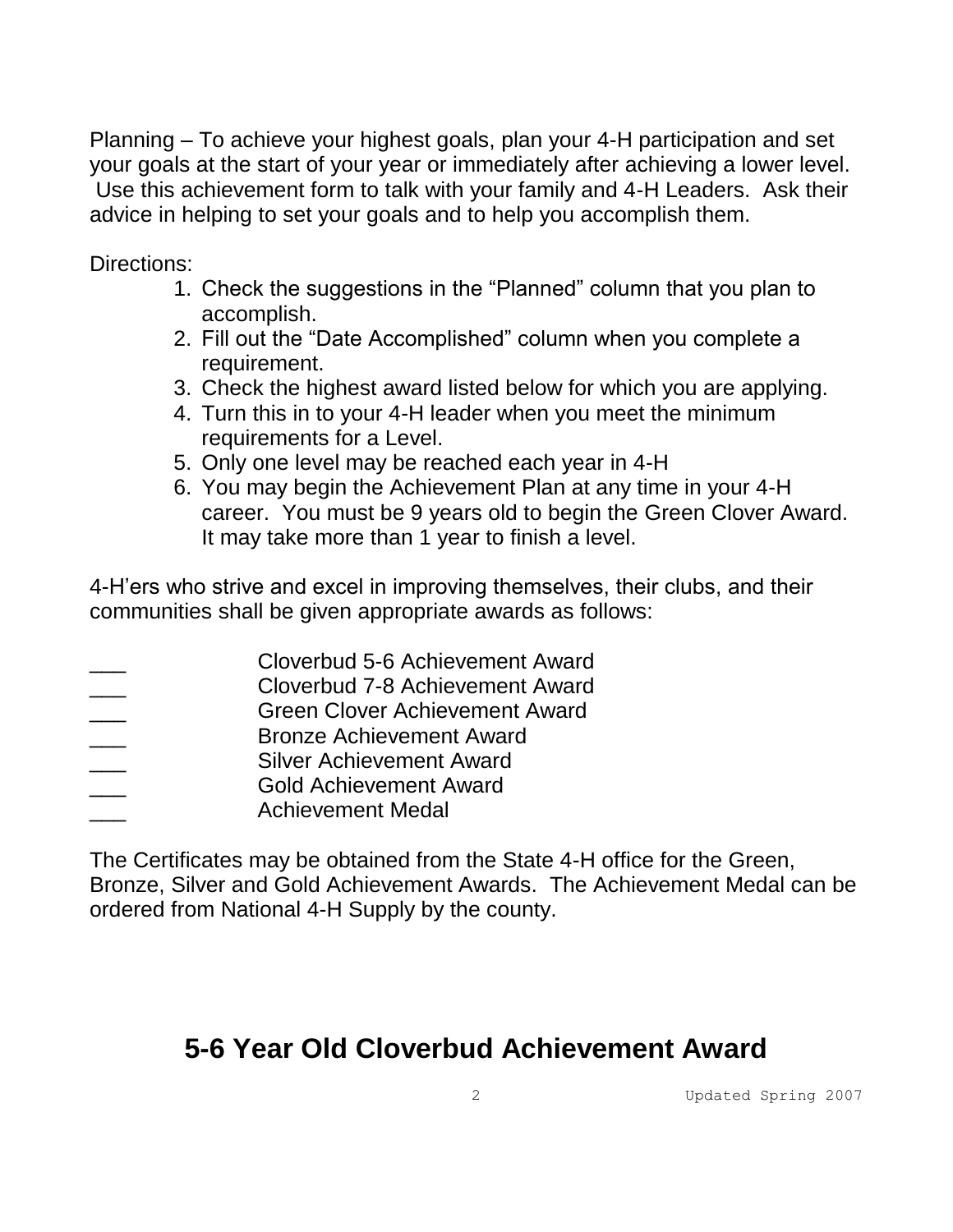Planning – To achieve your highest goals, plan your 4-H participation and set your goals at the start of your year or immediately after achieving a lower level. Use this achievement form to talk with your family and 4-H Leaders. Ask their advice in helping to set your goals and to help you accomplish them.

Directions:

1. Check the suggestions in the "Planned" column that you plan to accomplish.
2. Fill out the "Date Accomplished" column when you complete a requirement.
3. Check the highest award listed below for which you are applying.
4. Turn this in to your 4-H leader when you meet the minimum requirements for a Level.
5. Only one level may be reached each year in 4-H
6. You may begin the Achievement Plan at any time in your 4-H career. You must be 9 years old to begin the Green Clover Award. It may take more than 1 year to finish a level.

4-H'ers who strive and excel in improving themselves, their clubs, and their communities shall be given appropriate awards as follows:

___ Cloverbud 5-6 Achievement Award
___ Cloverbud 7-8 Achievement Award
___ Green Clover Achievement Award
___ Bronze Achievement Award
___ Silver Achievement Award
___ Gold Achievement Award
___ Achievement Medal

The Certificates may be obtained from the State 4-H office for the Green, Bronze, Silver and Gold Achievement Awards. The Achievement Medal can be ordered from National 4-H Supply by the county.

## 5-6 Year Old Cloverbud Achievement Award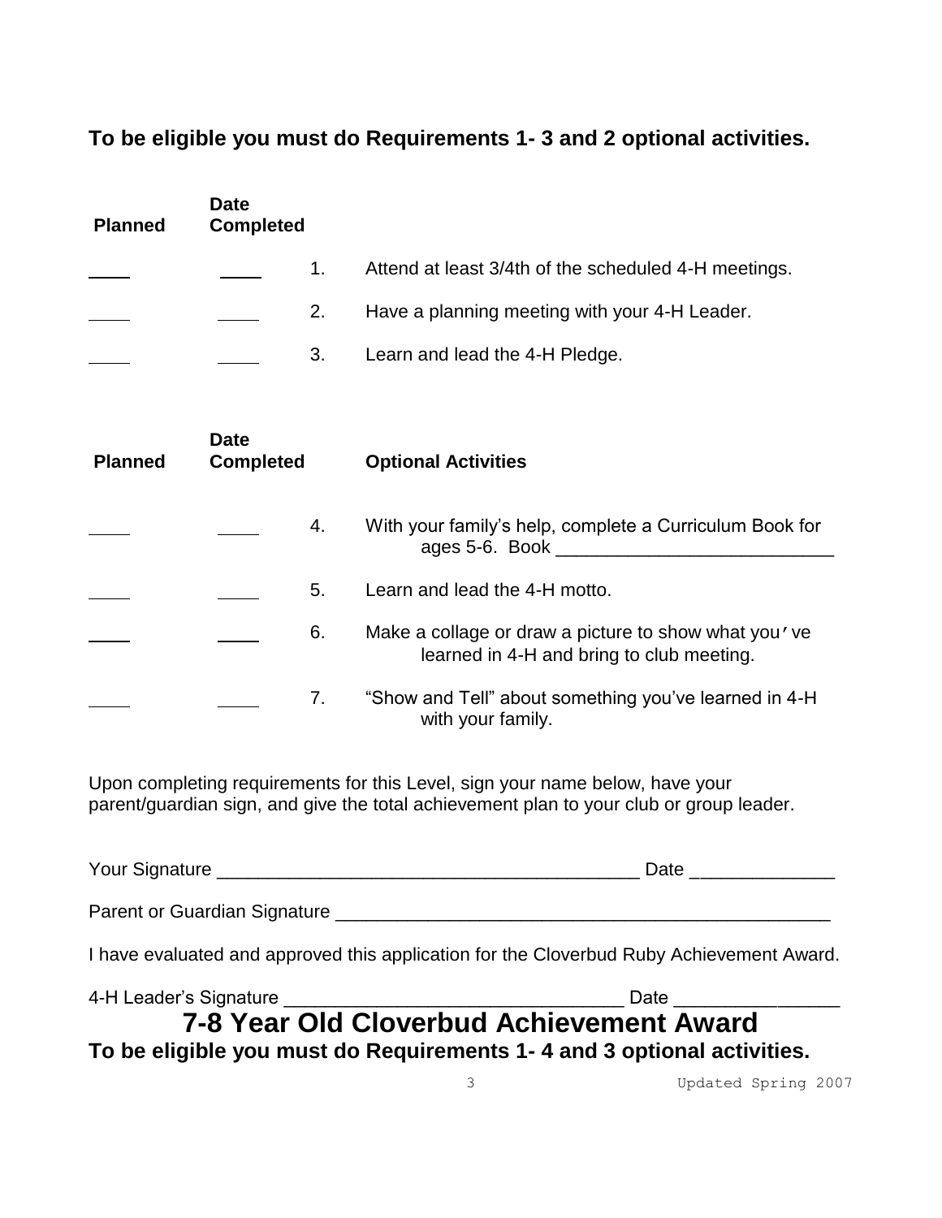**To be eligible you must do Requirements 1- 3 and 2 optional activities.**

| Planned | Date Completed | | |
|---|---|---|---|
| ____ | ____ | 1. | Attend at least 3/4th of the scheduled 4-H meetings. |
| ____ | ____ | 2. | Have a planning meeting with your 4-H Leader. |
| ____ | ____ | 3. | Learn and lead the 4-H Pledge. |

| Planned | Date Completed | | Optional Activities |
|---|---|---|---|
| ____ | ____ | 4. | With your family's help, complete a Curriculum Book for ages 5-6. Book ___________________________ |
| ____ | ____ | 5. | Learn and lead the 4-H motto. |
| ____ | ____ | 6. | Make a collage or draw a picture to show what you've learned in 4-H and bring to club meeting. |
| ____ | ____ | 7. | "Show and Tell" about something you've learned in 4-H with your family. |

Upon completing requirements for this Level, sign your name below, have your parent/guardian sign, and give the total achievement plan to your club or group leader.

Your Signature __________________________________________ Date ______________

Parent or Guardian Signature __________________________________________________

I have evaluated and approved this application for the Cloverbud Ruby Achievement Award.

4-H Leader's Signature ________________________________ Date ________________

# 7-8 Year Old Cloverbud Achievement Award

**To be eligible you must do Requirements 1- 4 and 3 optional activities.**

Updated Spring 2007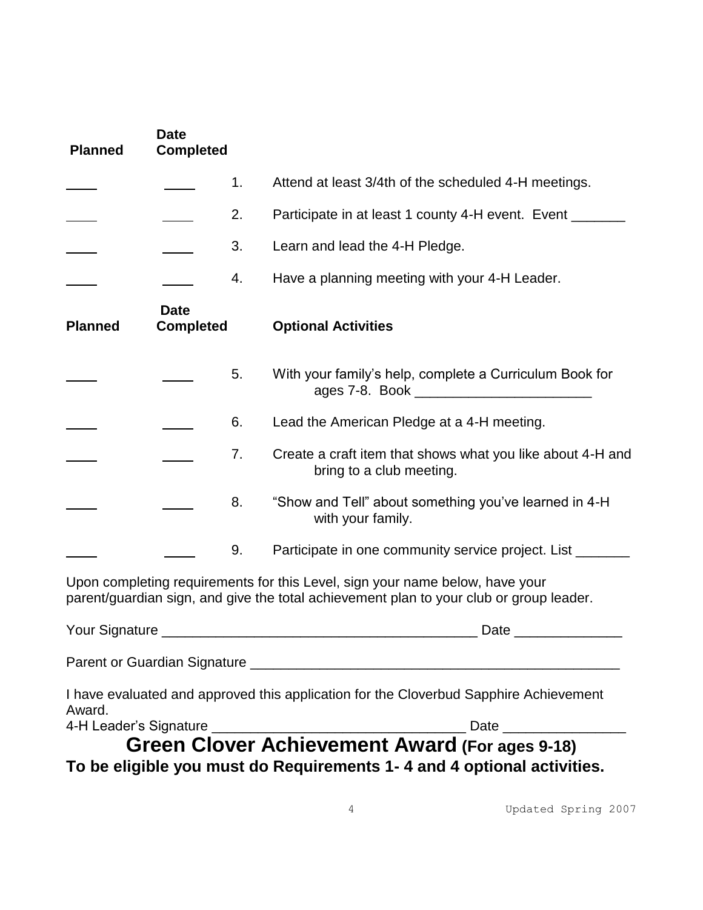| Planned | Date Completed | | |
|---|---|---|---|
| ____ | ____ | 1. | Attend at least 3/4th of the scheduled 4-H meetings. |
| ____ | ____ | 2. | Participate in at least 1 county 4-H event. Event _______ |
| ____ | ____ | 3. | Learn and lead the 4-H Pledge. |
| ____ | ____ | 4. | Have a planning meeting with your 4-H Leader. |

| Planned | Date Completed | | Optional Activities |
|---|---|---|---|
| ____ | ____ | 5. | With your family's help, complete a Curriculum Book for ages 7-8. Book _______________________ |
| ____ | ____ | 6. | Lead the American Pledge at a 4-H meeting. |
| ____ | ____ | 7. | Create a craft item that shows what you like about 4-H and bring to a club meeting. |
| ____ | ____ | 8. | "Show and Tell" about something you've learned in 4-H with your family. |
| ____ | ____ | 9. | Participate in one community service project. List _______ |

Upon completing requirements for this Level, sign your name below, have your parent/guardian sign, and give the total achievement plan to your club or group leader.

Your Signature _________________________________________ Date ______________

Parent or Guardian Signature _________________________________________________

I have evaluated and approved this application for the Cloverbud Sapphire Achievement Award.

4-H Leader's Signature ________________________________ Date ________________

# Green Clover Achievement Award (For ages 9-18)

**To be eligible you must do Requirements 1- 4 and 4 optional activities.**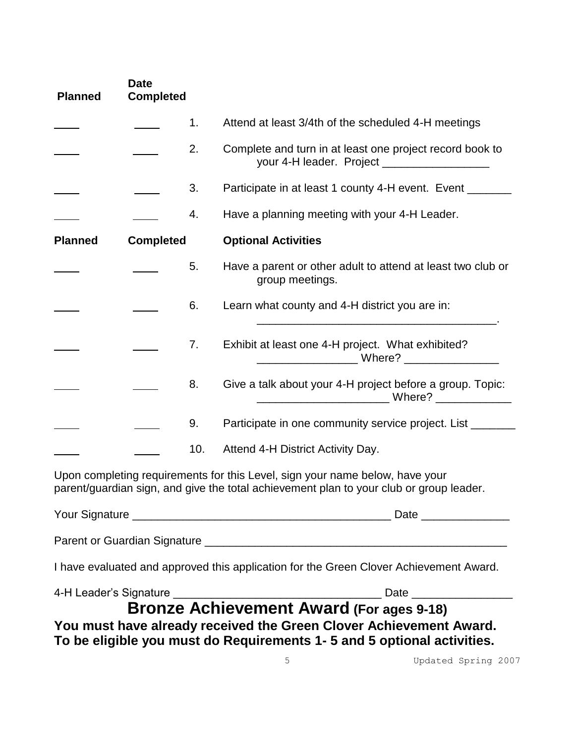| Planned | Date Completed | | |
|---|---|---|---|
| ____ | ____ | 1. | Attend at least 3/4th of the scheduled 4-H meetings |
| ____ | ____ | 2. | Complete and turn in at least one project record book to your 4-H leader. Project _________________ |
| ____ | ____ | 3. | Participate in at least 1 county 4-H event. Event _______ |
| ____ | ____ | 4. | Have a planning meeting with your 4-H Leader. |
| **Planned** | **Completed** | | **Optional Activities** |
| ____ | ____ | 5. | Have a parent or other adult to attend at least two club or group meetings. |
| ____ | ____ | 6. | Learn what county and 4-H district you are in: _______________________________________. |
| ____ | ____ | 7. | Exhibit at least one 4-H project. What exhibited? ________________ Where? _______________ |
| ____ | ____ | 8. | Give a talk about your 4-H project before a group. Topic: _____________________ Where? ____________ |
| ____ | ____ | 9. | Participate in one community service project. List _______ |
| ____ | ____ | 10. | Attend 4-H District Activity Day. |

Upon completing requirements for this Level, sign your name below, have your parent/guardian sign, and give the total achievement plan to your club or group leader.

Your Signature _________________________________________ Date ______________

Parent or Guardian Signature _________________________________________________

I have evaluated and approved this application for the Green Clover Achievement Award.

4-H Leader's Signature ________________________________ Date ________________

## Bronze Achievement Award (For ages 9-18)

**You must have already received the Green Clover Achievement Award.**
**To be eligible you must do Requirements 1- 5 and 5 optional activities.**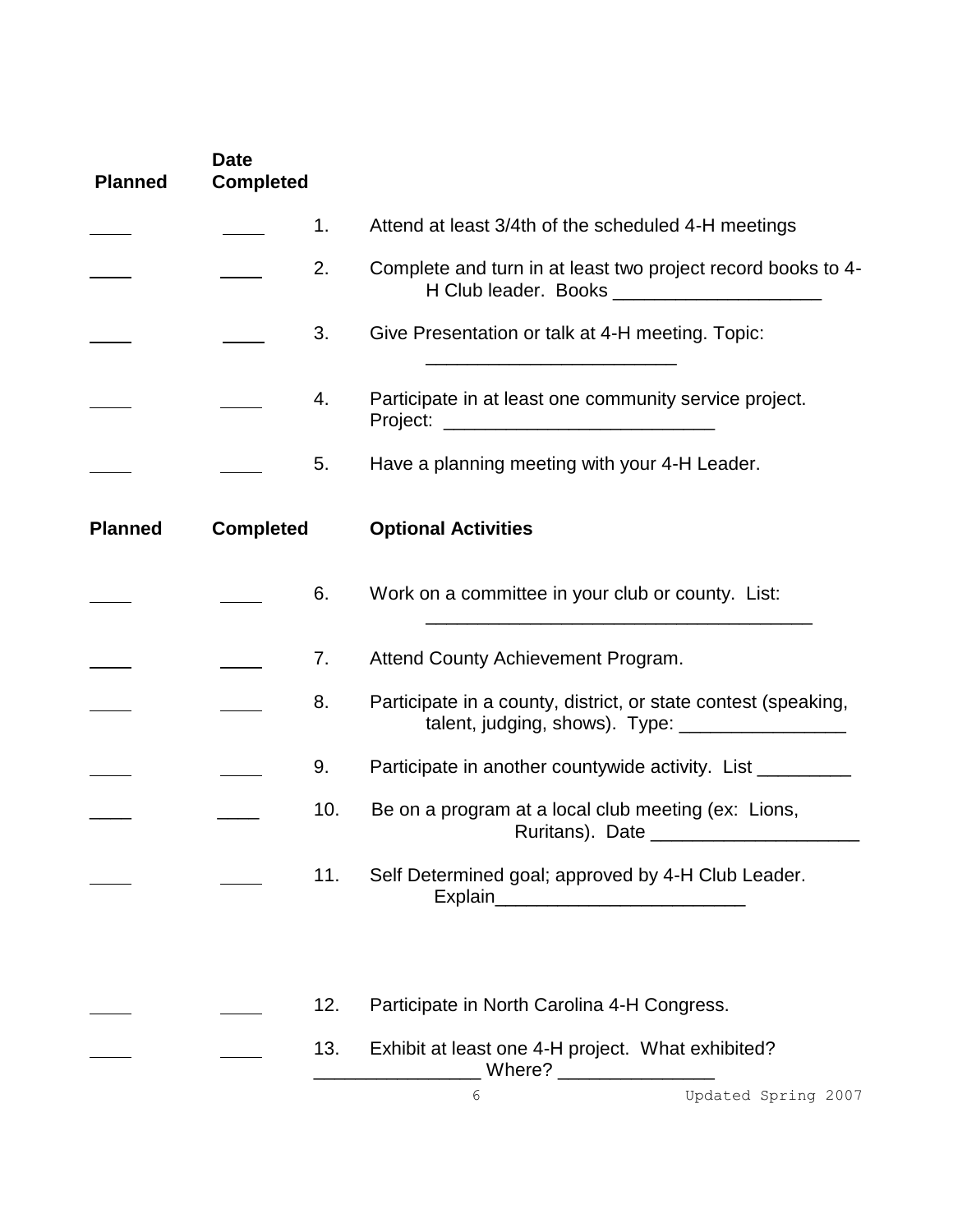| Planned | Date Completed | | |
|---|---|---|---|
| ____ | ____ | 1. | Attend at least 3/4th of the scheduled 4-H meetings |
| ____ | ____ | 2. | Complete and turn in at least two project record books to 4-H Club leader. Books ____________________ |
| ____ | ____ | 3. | Give Presentation or talk at 4-H meeting. Topic: ________________________ |
| ____ | ____ | 4. | Participate in at least one community service project. Project: __________________________ |
| ____ | ____ | 5. | Have a planning meeting with your 4-H Leader. |

| Planned | Completed | | Optional Activities |
|---|---|---|---|
| ____ | ____ | 6. | Work on a committee in your club or county. List: _____________________________________ |
| ____ | ____ | 7. | Attend County Achievement Program. |
| ____ | ____ | 8. | Participate in a county, district, or state contest (speaking, talent, judging, shows). Type: ________________ |
| ____ | ____ | 9. | Participate in another countywide activity. List _________ |
| ____ | ____ | 10. | Be on a program at a local club meeting (ex: Lions, Ruritans). Date ____________________ |
| ____ | ____ | 11. | Self Determined goal; approved by 4-H Club Leader. Explain________________________ |
| ____ | ____ | 12. | Participate in North Carolina 4-H Congress. |
| ____ | ____ | 13. | Exhibit at least one 4-H project. What exhibited? ________________ Where? _______________ |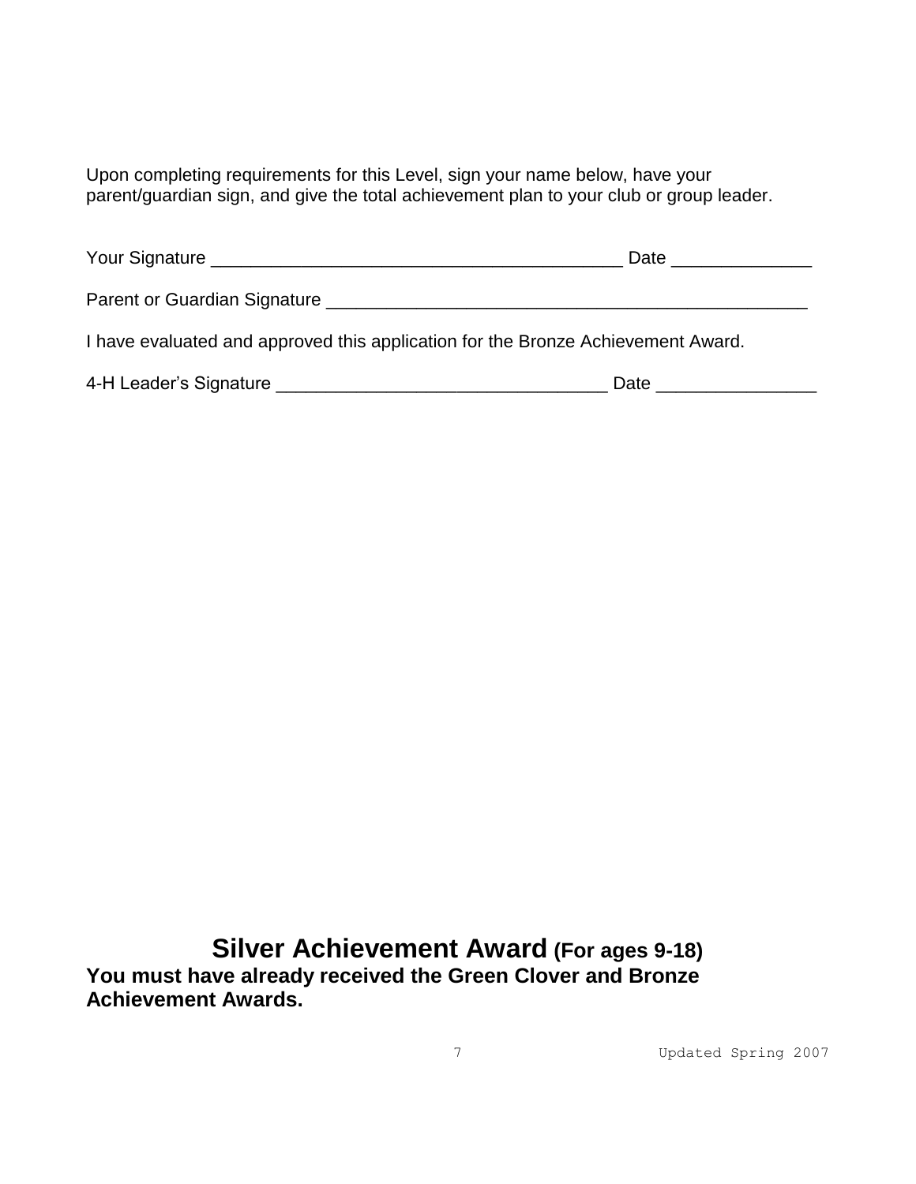Upon completing requirements for this Level, sign your name below, have your parent/guardian sign, and give the total achievement plan to your club or group leader.

Your Signature _________________________________________ Date ______________

Parent or Guardian Signature ________________________________________________

I have evaluated and approved this application for the Bronze Achievement Award.

4-H Leader's Signature _________________________________ Date ________________

## Silver Achievement Award (For ages 9-18)

**You must have already received the Green Clover and Bronze Achievement Awards.**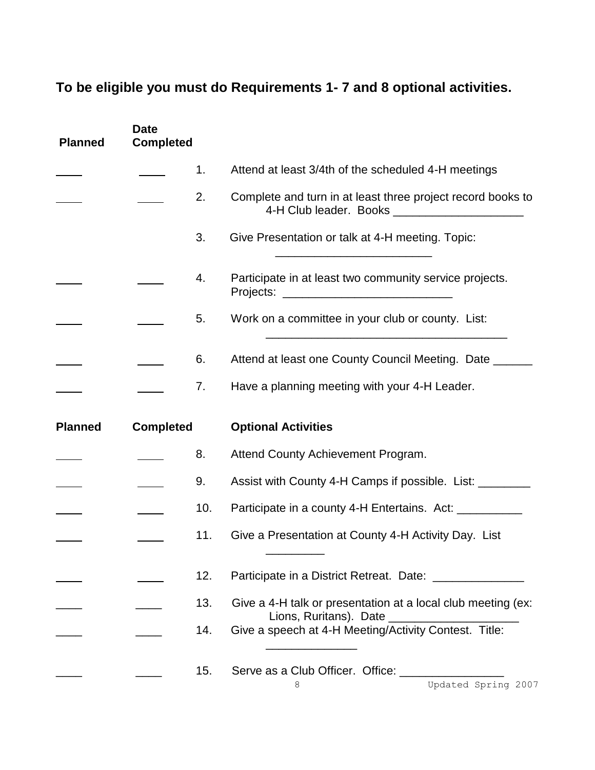**To be eligible you must do Requirements 1- 7 and 8 optional activities.**

| Planned | Date Completed | | |
|---|---|---|---|
| ____ | ____ | 1. | Attend at least 3/4th of the scheduled 4-H meetings |
| ____ | ____ | 2. | Complete and turn in at least three project record books to 4-H Club leader. Books ____________________ |
| | | 3. | Give Presentation or talk at 4-H meeting. Topic: ________________________ |
| ____ | ____ | 4. | Participate in at least two community service projects. Projects: __________________________ |
| ____ | ____ | 5. | Work on a committee in your club or county. List: _____________________________________ |
| ____ | ____ | 6. | Attend at least one County Council Meeting. Date ______ |
| ____ | ____ | 7. | Have a planning meeting with your 4-H Leader. |

| Planned | Completed | | Optional Activities |
|---|---|---|---|
| ____ | ____ | 8. | Attend County Achievement Program. |
| ____ | ____ | 9. | Assist with County 4-H Camps if possible. List: ________ |
| ____ | ____ | 10. | Participate in a county 4-H Entertains. Act: __________ |
| ____ | ____ | 11. | Give a Presentation at County 4-H Activity Day. List _________ |
| ____ | ____ | 12. | Participate in a District Retreat. Date: ______________ |
| ____ | ____ | 13. | Give a 4-H talk or presentation at a local club meeting (ex: Lions, Ruritans). Date ____________________ |
| ____ | ____ | 14. | Give a speech at 4-H Meeting/Activity Contest. Title: ______________ |
| ____ | ____ | 15. | Serve as a Club Officer. Office: ________________ |

Updated Spring 2007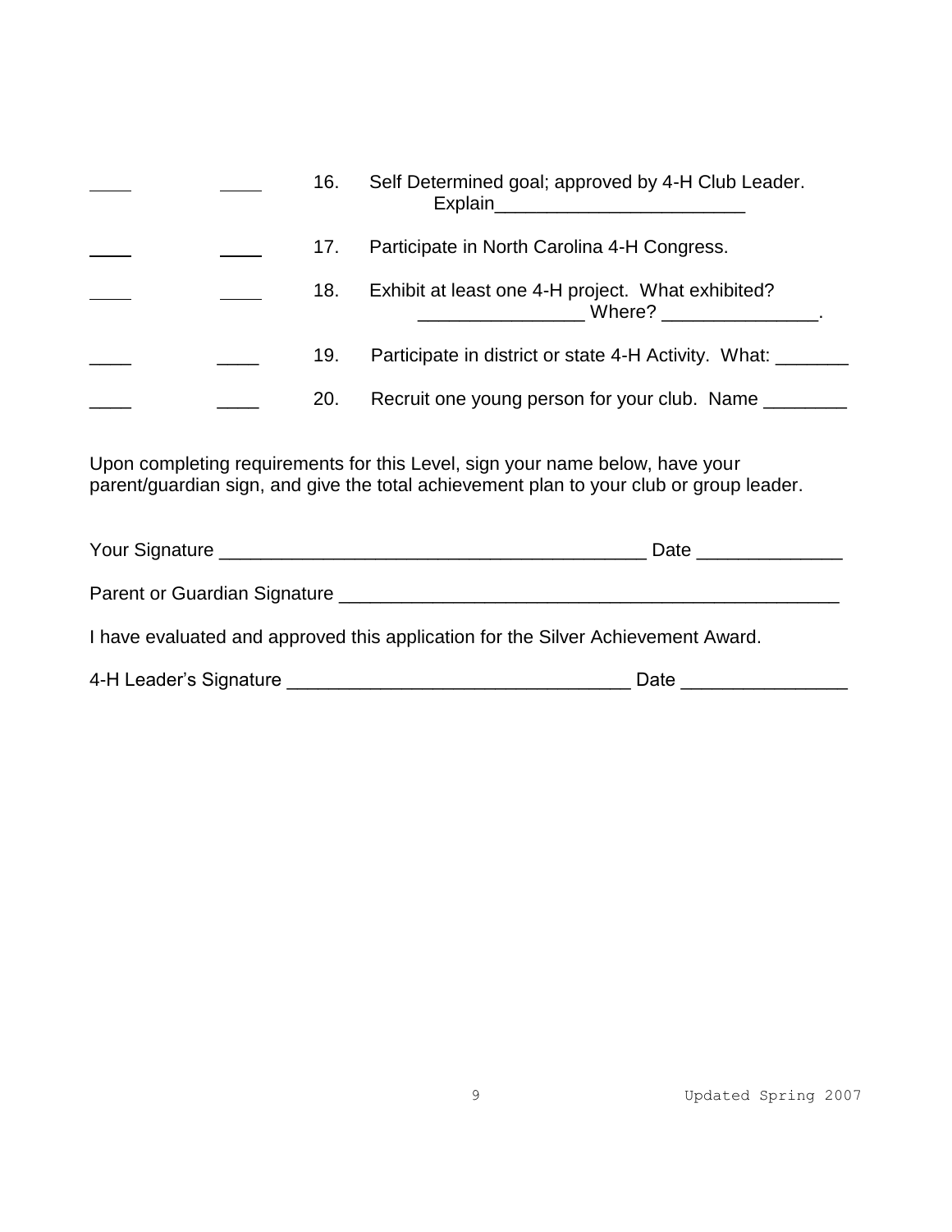____ ____ 16. Self Determined goal; approved by 4-H Club Leader. Explain________________________

____ ____ 17. Participate in North Carolina 4-H Congress.

____ ____ 18. Exhibit at least one 4-H project. What exhibited? ________________ Where? _______________.

____ ____ 19. Participate in district or state 4-H Activity. What: _______

____ ____ 20. Recruit one young person for your club. Name ________

Upon completing requirements for this Level, sign your name below, have your parent/guardian sign, and give the total achievement plan to your club or group leader.

Your Signature _________________________________________ Date ______________

Parent or Guardian Signature _________________________________________________

I have evaluated and approved this application for the Silver Achievement Award.

4-H Leader's Signature _________________________________ Date ________________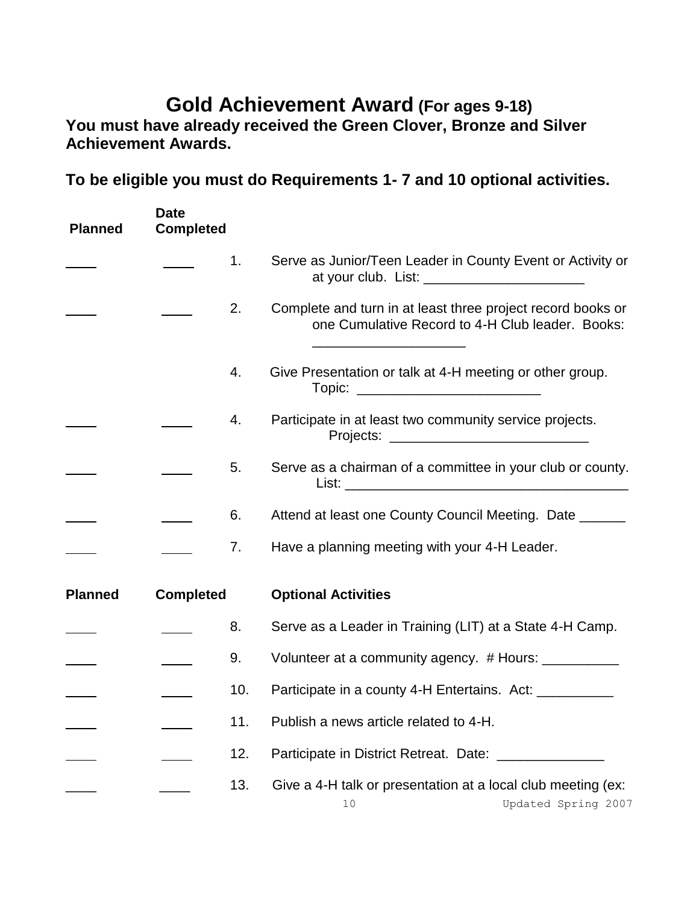# Gold Achievement Award (For ages 9-18)

**You must have already received the Green Clover, Bronze and Silver Achievement Awards.**

**To be eligible you must do Requirements 1- 7 and 10 optional activities.**

| Planned | Date Completed | | |
|---|---|---|---|
| ____ | ____ | 1. | Serve as Junior/Teen Leader in County Event or Activity or at your club. List: ______________________ |
| ____ | ____ | 2. | Complete and turn in at least three project record books or one Cumulative Record to 4-H Club leader. Books: ____________________ |
| | | 4. | Give Presentation or talk at 4-H meeting or other group. Topic: ________________________ |
| ____ | ____ | 4. | Participate in at least two community service projects. Projects: __________________________ |
| ____ | ____ | 5. | Serve as a chairman of a committee in your club or county. List: ______________________________________ |
| ____ | ____ | 6. | Attend at least one County Council Meeting. Date ______ |
| ____ | ____ | 7. | Have a planning meeting with your 4-H Leader. |

| Planned | Completed | | Optional Activities |
|---|---|---|---|
| ____ | ____ | 8. | Serve as a Leader in Training (LIT) at a State 4-H Camp. |
| ____ | ____ | 9. | Volunteer at a community agency. # Hours: __________ |
| ____ | ____ | 10. | Participate in a county 4-H Entertains. Act: __________ |
| ____ | ____ | 11. | Publish a news article related to 4-H. |
| ____ | ____ | 12. | Participate in District Retreat. Date: ______________ |
| ____ | ____ | 13. | Give a 4-H talk or presentation at a local club meeting (ex: |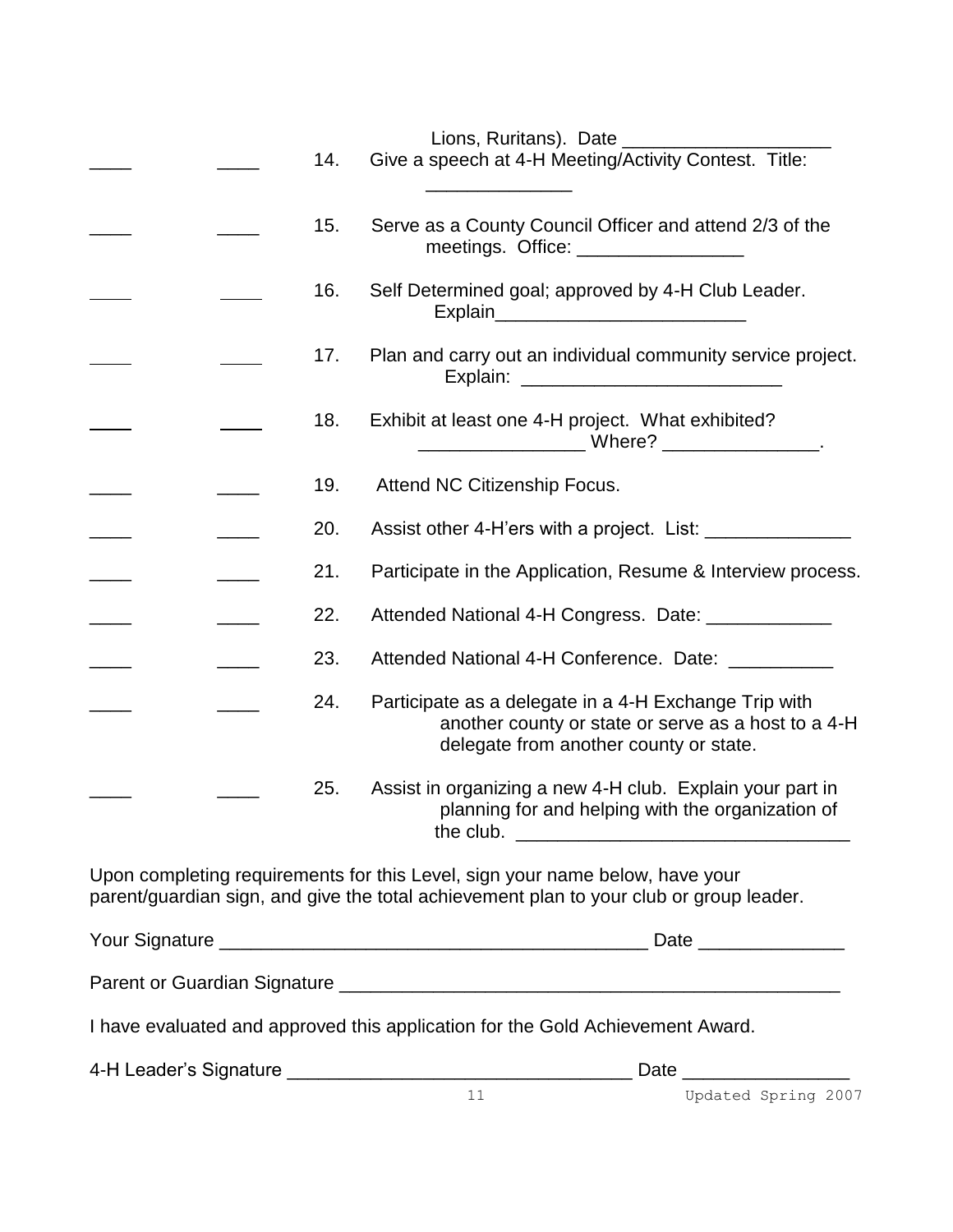Lions, Ruritans). Date ____________________

____ ____ 14. Give a speech at 4-H Meeting/Activity Contest. Title: ______________

____ ____ 15. Serve as a County Council Officer and attend 2/3 of the meetings. Office: ________________

____ ____ 16. Self Determined goal; approved by 4-H Club Leader. Explain_________________________

____ ____ 17. Plan and carry out an individual community service project. Explain: _________________________

____ ____ 18. Exhibit at least one 4-H project. What exhibited? ________________ Where? _______________.

____ ____ 19. Attend NC Citizenship Focus.

____ ____ 20. Assist other 4-H'ers with a project. List: ______________

____ ____ 21. Participate in the Application, Resume & Interview process.

____ ____ 22. Attended National 4-H Congress. Date: ____________

____ ____ 23. Attended National 4-H Conference. Date: __________

____ ____ 24. Participate as a delegate in a 4-H Exchange Trip with another county or state or serve as a host to a 4-H delegate from another county or state.

____ ____ 25. Assist in organizing a new 4-H club. Explain your part in planning for and helping with the organization of the club. ________________________________

Upon completing requirements for this Level, sign your name below, have your parent/guardian sign, and give the total achievement plan to your club or group leader.

Your Signature _________________________________________ Date ______________

Parent or Guardian Signature __________________________________________________

I have evaluated and approved this application for the Gold Achievement Award.

4-H Leader's Signature _________________________________ Date ________________

Updated Spring 2007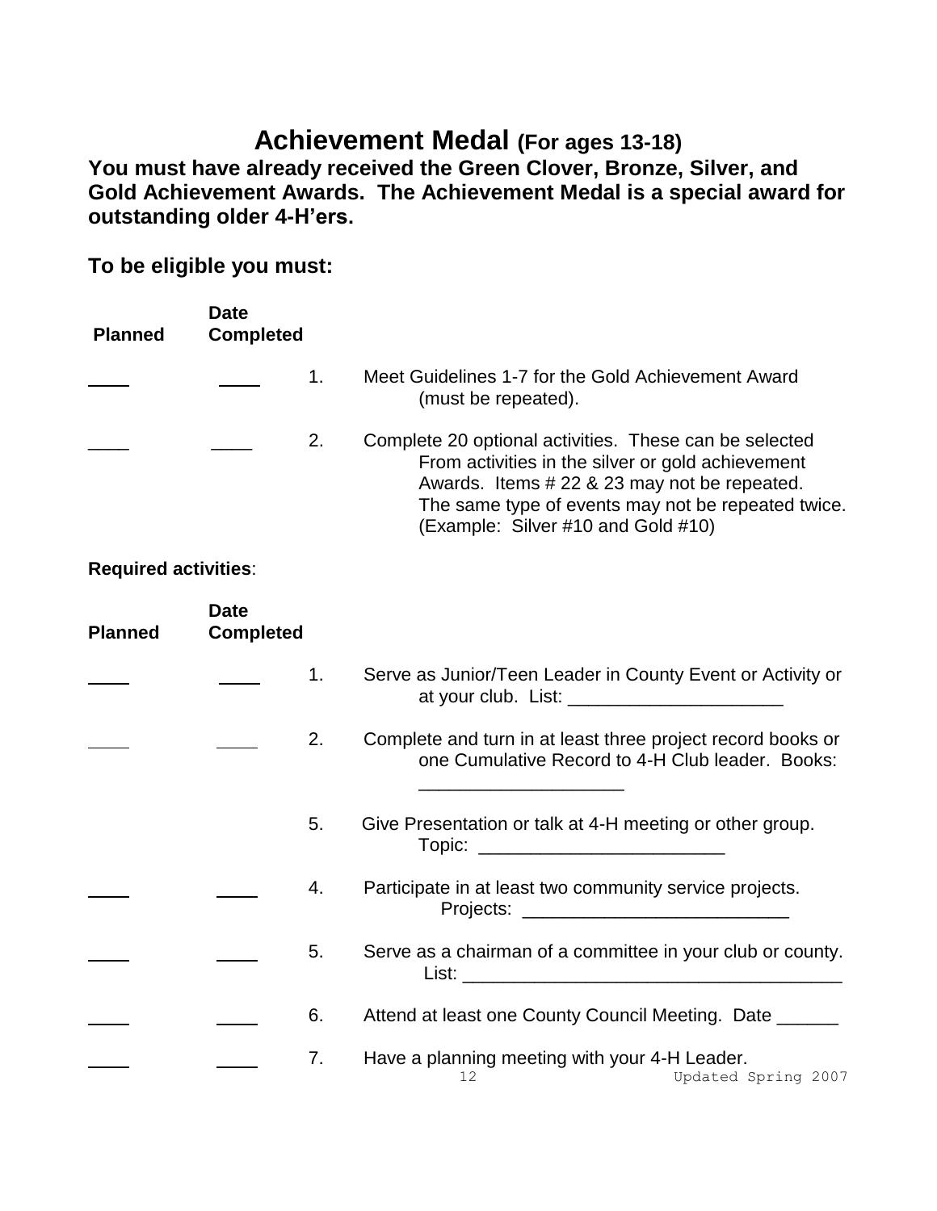# Achievement Medal (For ages 13-18)

**You must have already received the Green Clover, Bronze, Silver, and Gold Achievement Awards. The Achievement Medal is a special award for outstanding older 4-H'ers.**

**To be eligible you must:**

| Planned | Date Completed | | |
|---|---|---|---|
| ____ | ____ | 1. | Meet Guidelines 1-7 for the Gold Achievement Award (must be repeated). |
| ____ | ____ | 2. | Complete 20 optional activities. These can be selected From activities in the silver or gold achievement Awards. Items # 22 & 23 may not be repeated. The same type of events may not be repeated twice. (Example: Silver #10 and Gold #10) |

**Required activities**:

| Planned | Date Completed | | |
|---|---|---|---|
| ____ | ____ | 1. | Serve as Junior/Teen Leader in County Event or Activity or at your club. List: _____________________ |
| ____ | ____ | 2. | Complete and turn in at least three project record books or one Cumulative Record to 4-H Club leader. Books: ____________________ |
| | | 5. | Give Presentation or talk at 4-H meeting or other group. Topic: ________________________ |
| ____ | ____ | 4. | Participate in at least two community service projects. Projects: __________________________ |
| ____ | ____ | 5. | Serve as a chairman of a committee in your club or county. List: ____________________________________ |
| ____ | ____ | 6. | Attend at least one County Council Meeting. Date ______ |
| ____ | ____ | 7. | Have a planning meeting with your 4-H Leader. |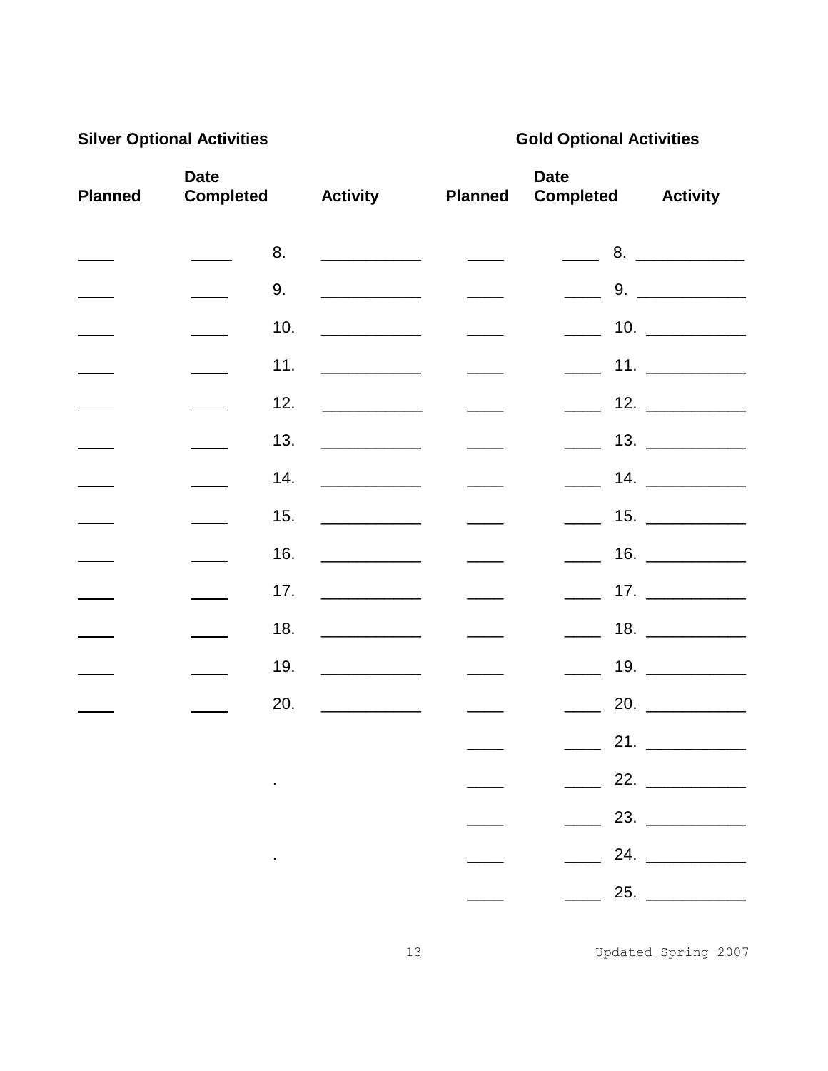**Silver Optional Activities**

| Planned | Date Completed | | Activity |
|---|---|---|---|
| ____ | ____ | 8. | ___________ |
| ____ | ____ | 9. | ___________ |
| ____ | ____ | 10. | ___________ |
| ____ | ____ | 11. | ___________ |
| ____ | ____ | 12. | ___________ |
| ____ | ____ | 13. | ___________ |
| ____ | ____ | 14. | ___________ |
| ____ | ____ | 15. | ___________ |
| ____ | ____ | 16. | ___________ |
| ____ | ____ | 17. | ___________ |
| ____ | ____ | 18. | ___________ |
| ____ | ____ | 19. | ___________ |
| ____ | ____ | 20. | ___________ |

**Gold Optional Activities**

| Planned | Date Completed | | Activity |
|---|---|---|---|
| ____ | ____ | 8. | ___________ |
| ____ | ____ | 9. | ___________ |
| ____ | ____ | 10. | ___________ |
| ____ | ____ | 11. | ___________ |
| ____ | ____ | 12. | ___________ |
| ____ | ____ | 13. | ___________ |
| ____ | ____ | 14. | ___________ |
| ____ | ____ | 15. | ___________ |
| ____ | ____ | 16. | ___________ |
| ____ | ____ | 17. | ___________ |
| ____ | ____ | 18. | ___________ |
| ____ | ____ | 19. | ___________ |
| ____ | ____ | 20. | ___________ |
| ____ | ____ | 21. | ___________ |
| ____ | ____ | 22. | ___________ |
| ____ | ____ | 23. | ___________ |
| ____ | ____ | 24. | ___________ |
| ____ | ____ | 25. | ___________ |

Updated Spring 2007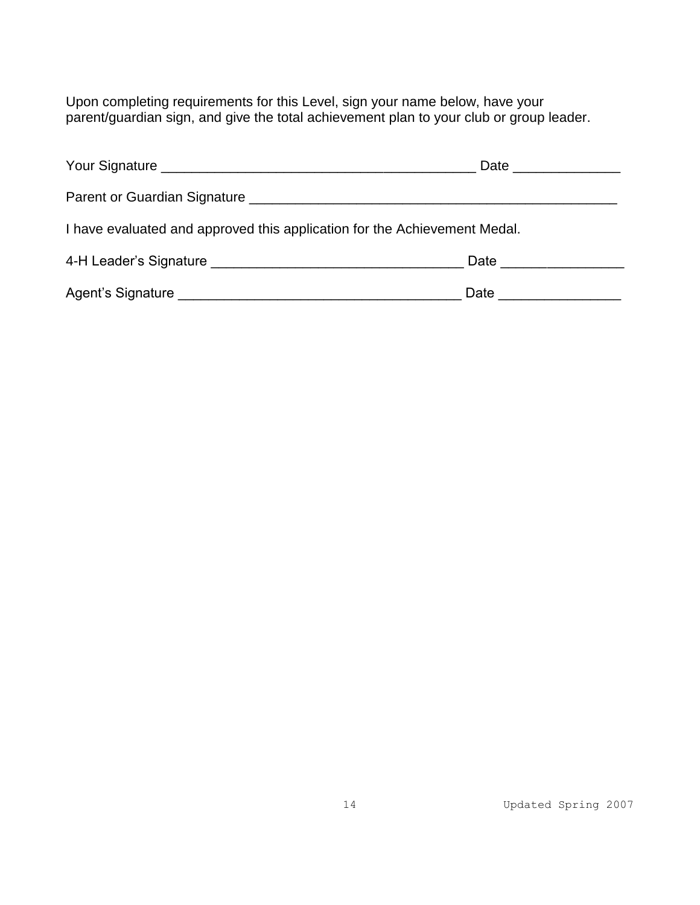Upon completing requirements for this Level, sign your name below, have your parent/guardian sign, and give the total achievement plan to your club or group leader.

Your Signature ________________________________________ Date _____________

Parent or Guardian Signature _______________________________________________

I have evaluated and approved this application for the Achievement Medal.

4-H Leader's Signature ________________________________ Date _______________

Agent's Signature ___________________________________ Date _______________